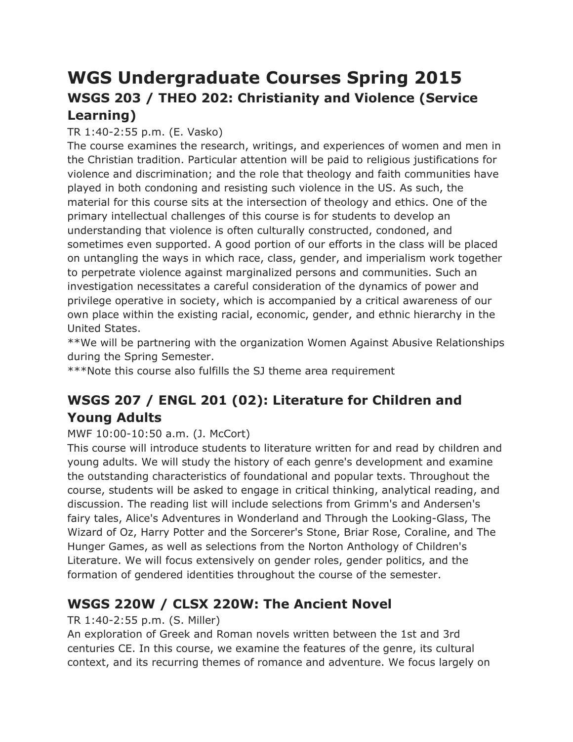# WGS Undergraduate Courses Spring 2015

## WSGS 203 / THEO 202: Christianity and Violence (Service Learning)

TR 1:40-2:55 p.m. (E. Vasko)

The course examines the research, writings, and experiences of women and men in the Christian tradition. Particular attention will be paid to religious justifications for violence and discrimination; and the role that theology and faith communities have played in both condoning and resisting such violence in the US. As such, the material for this course sits at the intersection of theology and ethics. One of the primary intellectual challenges of this course is for students to develop an understanding that violence is often culturally constructed, condoned, and sometimes even supported. A good portion of our efforts in the class will be placed on untangling the ways in which race, class, gender, and imperialism work together to perpetrate violence against marginalized persons and communities. Such an investigation necessitates a careful consideration of the dynamics of power and privilege operative in society, which is accompanied by a critical awareness of our own place within the existing racial, economic, gender, and ethnic hierarchy in the United States.

**We will be partnering with the organization Women Against Abusive Relationships during the Spring Semester.

***Note this course also fulfills the SJ theme area requirement

## WSGS 207 / ENGL 201 (02): Literature for Children and Young Adults

MWF 10:00-10:50 a.m. (J. McCort)

This course will introduce students to literature written for and read by children and young adults. We will study the history of each genre's development and examine the outstanding characteristics of foundational and popular texts. Throughout the course, students will be asked to engage in critical thinking, analytical reading, and discussion. The reading list will include selections from Grimm's and Andersen's fairy tales, Alice's Adventures in Wonderland and Through the Looking-Glass, The Wizard of Oz, Harry Potter and the Sorcerer's Stone, Briar Rose, Coraline, and The Hunger Games, as well as selections from the Norton Anthology of Children's Literature. We will focus extensively on gender roles, gender politics, and the formation of gendered identities throughout the course of the semester.

## WSGS 220W / CLSX 220W: The Ancient Novel

TR 1:40-2:55 p.m. (S. Miller)

An exploration of Greek and Roman novels written between the 1st and 3rd centuries CE. In this course, we examine the features of the genre, its cultural context, and its recurring themes of romance and adventure. We focus largely on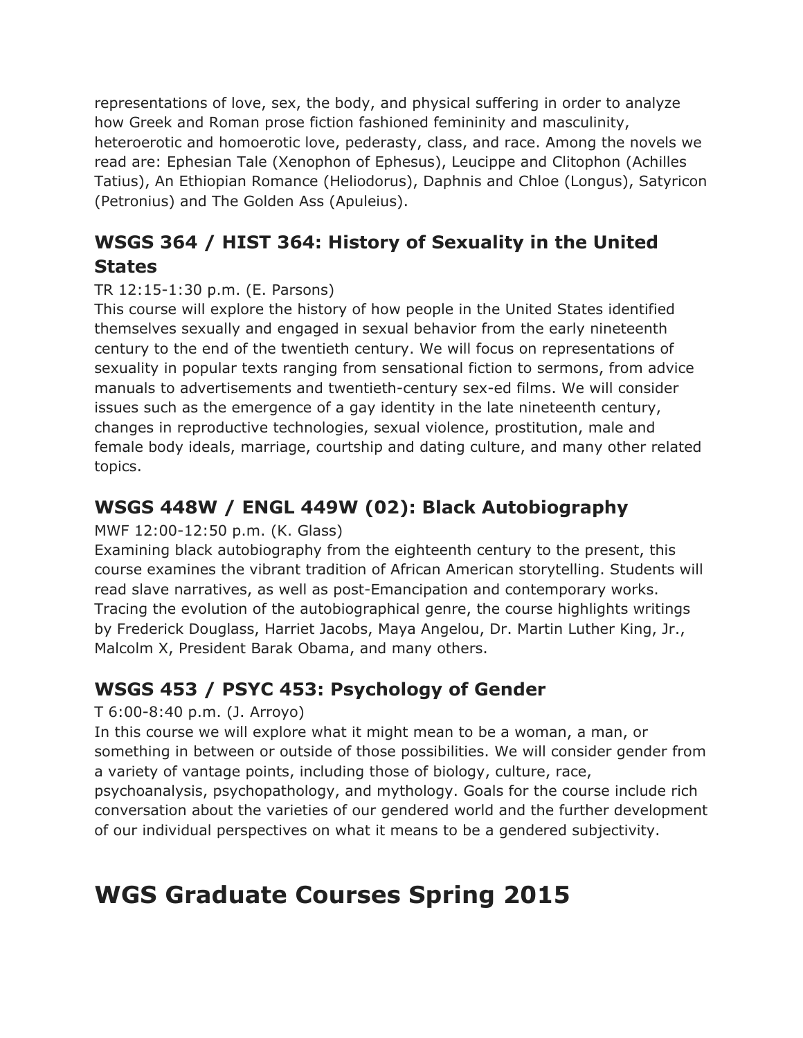representations of love, sex, the body, and physical suffering in order to analyze how Greek and Roman prose fiction fashioned femininity and masculinity, heteroerotic and homoerotic love, pederasty, class, and race. Among the novels we read are: Ephesian Tale (Xenophon of Ephesus), Leucippe and Clitophon (Achilles Tatius), An Ethiopian Romance (Heliodorus), Daphnis and Chloe (Longus), Satyricon (Petronius) and The Golden Ass (Apuleius).

## WSGS 364 / HIST 364: History of Sexuality in the United States

TR 12:15-1:30 p.m. (E. Parsons)
This course will explore the history of how people in the United States identified themselves sexually and engaged in sexual behavior from the early nineteenth century to the end of the twentieth century. We will focus on representations of sexuality in popular texts ranging from sensational fiction to sermons, from advice manuals to advertisements and twentieth-century sex-ed films. We will consider issues such as the emergence of a gay identity in the late nineteenth century, changes in reproductive technologies, sexual violence, prostitution, male and female body ideals, marriage, courtship and dating culture, and many other related topics.

## WSGS 448W / ENGL 449W (02): Black Autobiography

MWF 12:00-12:50 p.m. (K. Glass)
Examining black autobiography from the eighteenth century to the present, this course examines the vibrant tradition of African American storytelling. Students will read slave narratives, as well as post-Emancipation and contemporary works. Tracing the evolution of the autobiographical genre, the course highlights writings by Frederick Douglass, Harriet Jacobs, Maya Angelou, Dr. Martin Luther King, Jr., Malcolm X, President Barak Obama, and many others.

## WSGS 453 / PSYC 453: Psychology of Gender

T 6:00-8:40 p.m. (J. Arroyo)
In this course we will explore what it might mean to be a woman, a man, or something in between or outside of those possibilities. We will consider gender from a variety of vantage points, including those of biology, culture, race, psychoanalysis, psychopathology, and mythology. Goals for the course include rich conversation about the varieties of our gendered world and the further development of our individual perspectives on what it means to be a gendered subjectivity.

# WGS Graduate Courses Spring 2015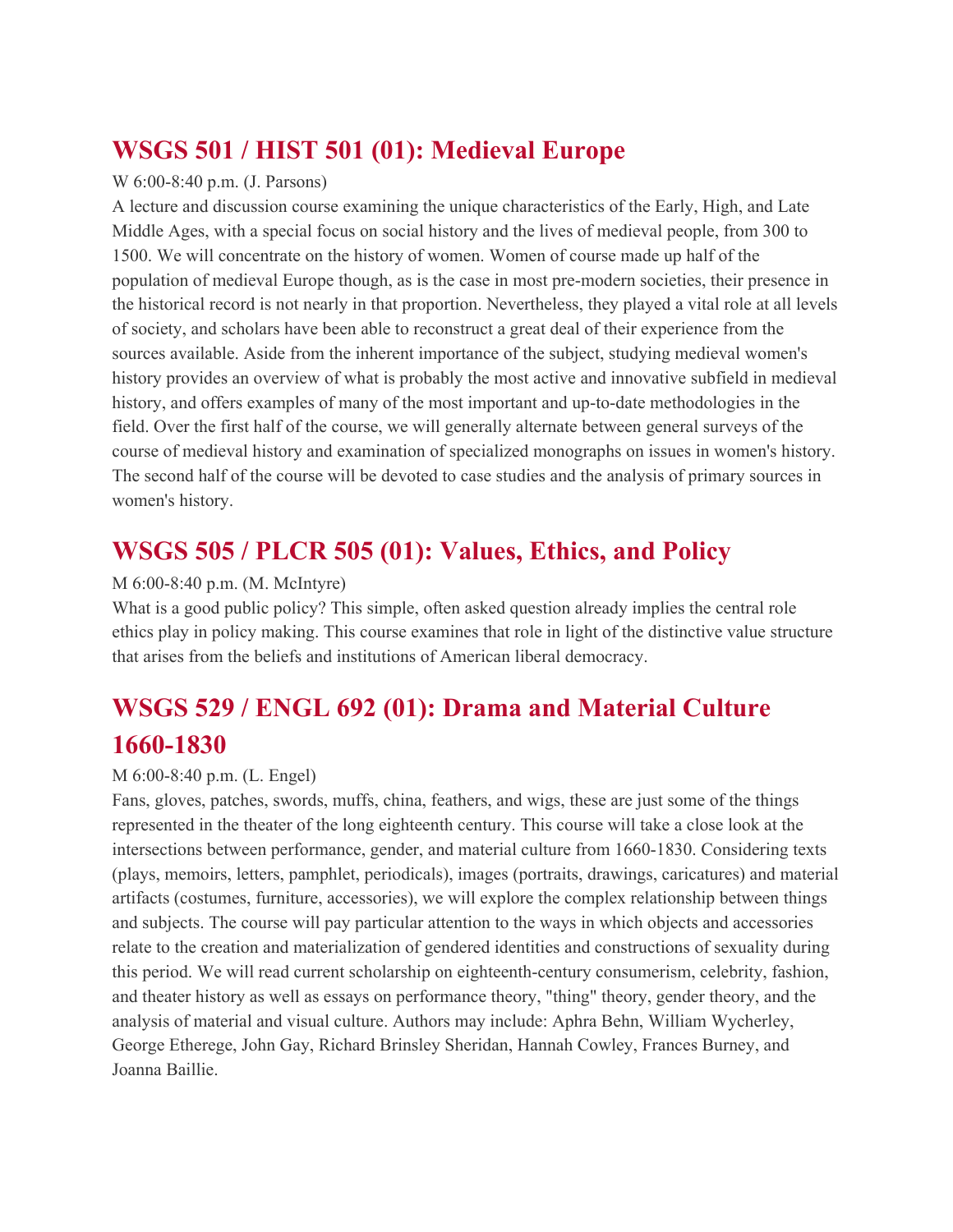## WSGS 501 / HIST 501 (01): Medieval Europe

W 6:00-8:40 p.m. (J. Parsons)

A lecture and discussion course examining the unique characteristics of the Early, High, and Late Middle Ages, with a special focus on social history and the lives of medieval people, from 300 to 1500. We will concentrate on the history of women. Women of course made up half of the population of medieval Europe though, as is the case in most pre-modern societies, their presence in the historical record is not nearly in that proportion. Nevertheless, they played a vital role at all levels of society, and scholars have been able to reconstruct a great deal of their experience from the sources available. Aside from the inherent importance of the subject, studying medieval women's history provides an overview of what is probably the most active and innovative subfield in medieval history, and offers examples of many of the most important and up-to-date methodologies in the field. Over the first half of the course, we will generally alternate between general surveys of the course of medieval history and examination of specialized monographs on issues in women's history. The second half of the course will be devoted to case studies and the analysis of primary sources in women's history.

## WSGS 505 / PLCR 505 (01): Values, Ethics, and Policy

M 6:00-8:40 p.m. (M. McIntyre)

What is a good public policy? This simple, often asked question already implies the central role ethics play in policy making. This course examines that role in light of the distinctive value structure that arises from the beliefs and institutions of American liberal democracy.

## WSGS 529 / ENGL 692 (01): Drama and Material Culture 1660-1830

M 6:00-8:40 p.m. (L. Engel)

Fans, gloves, patches, swords, muffs, china, feathers, and wigs, these are just some of the things represented in the theater of the long eighteenth century. This course will take a close look at the intersections between performance, gender, and material culture from 1660-1830. Considering texts (plays, memoirs, letters, pamphlet, periodicals), images (portraits, drawings, caricatures) and material artifacts (costumes, furniture, accessories), we will explore the complex relationship between things and subjects. The course will pay particular attention to the ways in which objects and accessories relate to the creation and materialization of gendered identities and constructions of sexuality during this period. We will read current scholarship on eighteenth-century consumerism, celebrity, fashion, and theater history as well as essays on performance theory, "thing" theory, gender theory, and the analysis of material and visual culture. Authors may include: Aphra Behn, William Wycherley, George Etherege, John Gay, Richard Brinsley Sheridan, Hannah Cowley, Frances Burney, and Joanna Baillie.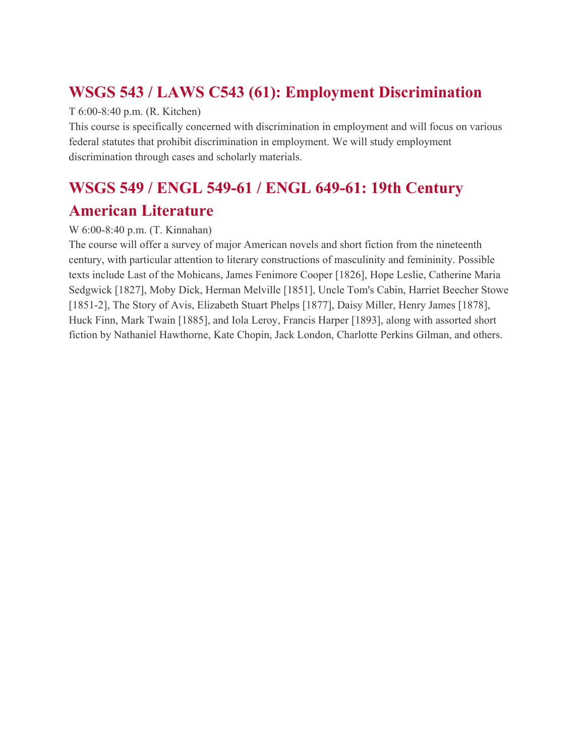## WSGS 543 / LAWS C543 (61): Employment Discrimination

T 6:00-8:40 p.m. (R. Kitchen)

This course is specifically concerned with discrimination in employment and will focus on various federal statutes that prohibit discrimination in employment. We will study employment discrimination through cases and scholarly materials.

## WSGS 549 / ENGL 549-61 / ENGL 649-61: 19th Century American Literature

W 6:00-8:40 p.m. (T. Kinnahan)

The course will offer a survey of major American novels and short fiction from the nineteenth century, with particular attention to literary constructions of masculinity and femininity. Possible texts include Last of the Mohicans, James Fenimore Cooper [1826], Hope Leslie, Catherine Maria Sedgwick [1827], Moby Dick, Herman Melville [1851], Uncle Tom's Cabin, Harriet Beecher Stowe [1851-2], The Story of Avis, Elizabeth Stuart Phelps [1877], Daisy Miller, Henry James [1878], Huck Finn, Mark Twain [1885], and Iola Leroy, Francis Harper [1893], along with assorted short fiction by Nathaniel Hawthorne, Kate Chopin, Jack London, Charlotte Perkins Gilman, and others.